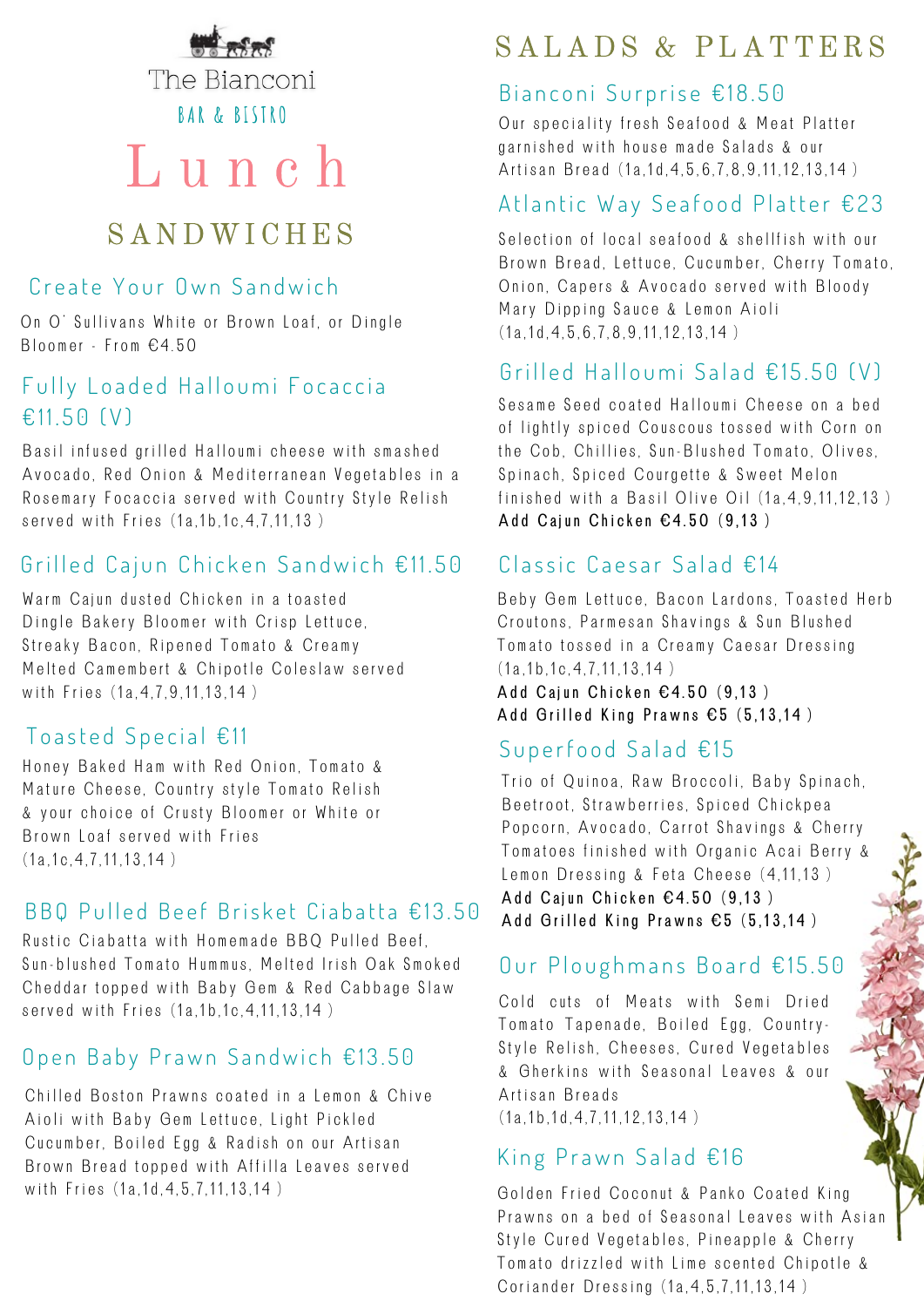# The Bianconi

BAR & BISTRO

# Lunch

## SANDWICHES

### Create Your Own Sandwich

On O' Sullivans White or Brown Loaf, or Dingle Bloomer - From €4.50

### Fully Loaded Halloumi Focaccia €11.50 (V)

Basil infused grilled Halloumi cheese with smashed Avocado, Red Onion & Mediterranean Vegetables in a Rosemary Focaccia served with Country Style Relish served with Fries (1a,1b,1c,4,7,11,13 )

### Grilled Cajun Chicken Sandwich €11.50

Warm Cajun dusted Chicken in a toasted Dingle Bakery Bloomer with Crisp Lettuce, Streaky Bacon, Ripened Tomato & Creamy Melted Camembert & Chipotle Coleslaw served with Fries (1a,4,7,9,11,13,14 )

### Toasted Special €11

Honey Baked Ham with Red Onion, Tomato & Mature Cheese, Country style Tomato Relish & your choice of Crusty Bloomer or White or Brown Loaf served with Fries (1a,1c,4,7,11,13,14 )

### BBQ Pulled Beef Brisket Ciabatta €13.50

Rustic Ciabatta with Homemade BBQ Pulled Beef, Sun-blushed Tomato Hummus, Melted Irish Oak Smoked Cheddar topped with Baby Gem & Red Cabbage Slaw served with Fries (1a,1b,1c,4,11,13,14 )

### Open Baby Prawn Sandwich €13.50

Chilled Boston Prawns coated in a Lemon & Chive Aioli with Baby Gem Lettuce, Light Pickled Cucumber, Boiled Egg & Radish on our Artisan Brown Bread topped with Affilla Leaves served with Fries (1a,1d,4,5,7,11,13,14 )

## SALADS & PLATTERS

### Bianconi Surprise €18.50

Our speciality fresh Seafood & Meat Platter garnished with house made Salads & our Artisan Bread (1a,1d,4,5,6,7,8,9,11,12,13,14 )

### Atlantic Way Seafood Platter €23

Selection of local seafood & shellfish with our Brown Bread, Lettuce, Cucumber, Cherry Tomato, Onion, Capers & Avocado served with Bloody Mary Dipping Sauce & Lemon Aioli (1a,1d,4,5,6,7,8,9,11,12,13,14 )

### Grilled Halloumi Salad €15.50 (V)

Sesame Seed coated Halloumi Cheese on a bed of lightly spiced Couscous tossed with Corn on the Cob, Chillies, Sun-Blushed Tomato, Olives, Spinach, Spiced Courgette & Sweet Melon finished with a Basil Olive Oil (1a,4,9,11,12,13 )

**Add Cajun Chicken €4.50 (9,13 )**

### Classic Caesar Salad €14

Beby Gem Lettuce, Bacon Lardons, Toasted Herb Croutons, Parmesan Shavings & Sun Blushed Tomato tossed in a Creamy Caesar Dressing (1a,1b,1c,4,7,11,13,14 )

**Add Cajun Chicken €4.50 (9,13 )**
**Add Grilled King Prawns €5 (5,13,14 )**

### Superfood Salad €15

Trio of Quinoa, Raw Broccoli, Baby Spinach, Beetroot, Strawberries, Spiced Chickpea Popcorn, Avocado, Carrot Shavings & Cherry Tomatoes finished with Organic Acai Berry & Lemon Dressing & Feta Cheese (4,11,13 )

**Add Cajun Chicken €4.50 (9,13 )**
**Add Grilled King Prawns €5 (5,13,14 )**

### Our Ploughmans Board €15.50

Cold cuts of Meats with Semi Dried Tomato Tapenade, Boiled Egg, Country-Style Relish, Cheeses, Cured Vegetables & Gherkins with Seasonal Leaves & our Artisan Breads (1a,1b,1d,4,7,11,12,13,14 )

### King Prawn Salad €16

Golden Fried Coconut & Panko Coated King Prawns on a bed of Seasonal Leaves with Asian Style Cured Vegetables, Pineapple & Cherry Tomato drizzled with Lime scented Chipotle & Coriander Dressing (1a,4,5,7,11,13,14 )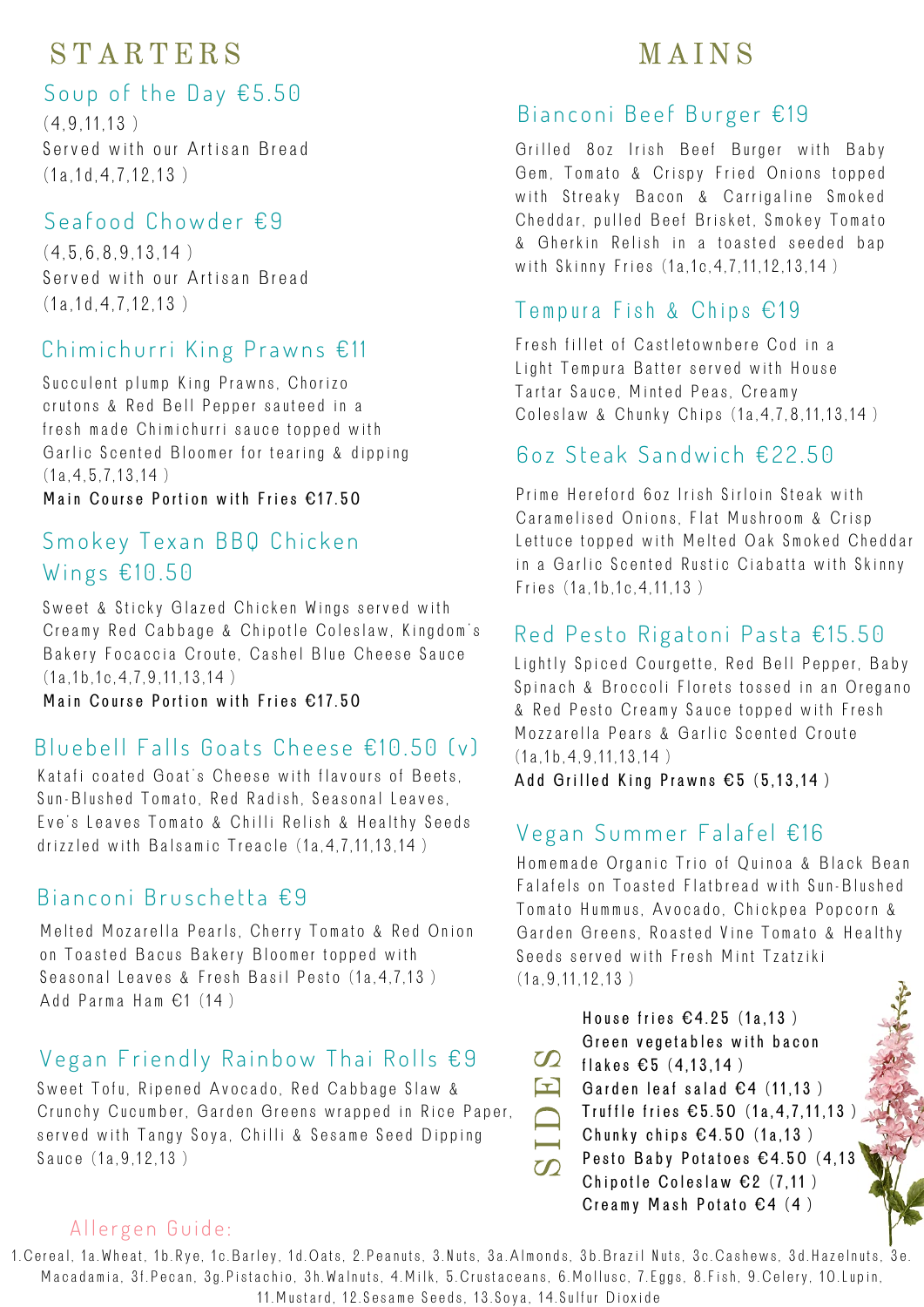## STARTERS

### Soup of the Day €5.50

(4,9,11,13 )
Served with our Artisan Bread
(1a,1d,4,7,12,13 )

### Seafood Chowder €9

(4,5,6,8,9,13,14 )
Served with our Artisan Bread
(1a,1d,4,7,12,13 )

### Chimichurri King Prawns €11

Succulent plump King Prawns, Chorizo crutons & Red Bell Pepper sauteed in a fresh made Chimichurri sauce topped with Garlic Scented Bloomer for tearing & dipping
(1a,4,5,7,13,14 )

**Main Course Portion with Fries €17.50**

### Smokey Texan BBQ Chicken Wings €10.50

Sweet & Sticky Glazed Chicken Wings served with Creamy Red Cabbage & Chipotle Coleslaw, Kingdom's Bakery Focaccia Croute, Cashel Blue Cheese Sauce
(1a,1b,1c,4,7,9,11,13,14 )

**Main Course Portion with Fries €17.50**

### Bluebell Falls Goats Cheese €10.50 (v)

Katafi coated Goat's Cheese with flavours of Beets, Sun-Blushed Tomato, Red Radish, Seasonal Leaves, Eve's Leaves Tomato & Chilli Relish & Healthy Seeds drizzled with Balsamic Treacle (1a,4,7,11,13,14 )

### Bianconi Bruschetta €9

Melted Mozarella Pearls, Cherry Tomato & Red Onion on Toasted Bacus Bakery Bloomer topped with Seasonal Leaves & Fresh Basil Pesto (1a,4,7,13 )
Add Parma Ham €1 (14 )

### Vegan Friendly Rainbow Thai Rolls €9

Sweet Tofu, Ripened Avocado, Red Cabbage Slaw & Crunchy Cucumber, Garden Greens wrapped in Rice Paper, served with Tangy Soya, Chilli & Sesame Seed Dipping Sauce (1a,9,12,13 )

## MAINS

### Bianconi Beef Burger €19

Grilled 8oz Irish Beef Burger with Baby Gem, Tomato & Crispy Fried Onions topped with Streaky Bacon & Carrigaline Smoked Cheddar, pulled Beef Brisket, Smokey Tomato & Gherkin Relish in a toasted seeded bap with Skinny Fries (1a,1c,4,7,11,12,13,14 )

### Tempura Fish & Chips €19

Fresh fillet of Castletownbere Cod in a Light Tempura Batter served with House Tartar Sauce, Minted Peas, Creamy Coleslaw & Chunky Chips (1a,4,7,8,11,13,14 )

### 6oz Steak Sandwich €22.50

Prime Hereford 6oz Irish Sirloin Steak with Caramelised Onions, Flat Mushroom & Crisp Lettuce topped with Melted Oak Smoked Cheddar in a Garlic Scented Rustic Ciabatta with Skinny Fries (1a,1b,1c,4,11,13 )

### Red Pesto Rigatoni Pasta €15.50

Lightly Spiced Courgette, Red Bell Pepper, Baby Spinach & Broccoli Florets tossed in an Oregano & Red Pesto Creamy Sauce topped with Fresh Mozzarella Pears & Garlic Scented Croute
(1a,1b,4,9,11,13,14 )

**Add Grilled King Prawns €5 (5,13,14 )**

### Vegan Summer Falafel €16

Homemade Organic Trio of Quinoa & Black Bean Falafels on Toasted Flatbread with Sun-Blushed Tomato Hummus, Avocado, Chickpea Popcorn & Garden Greens, Roasted Vine Tomato & Healthy Seeds served with Fresh Mint Tzatziki
(1a,9,11,12,13 )

## SIDES

- House fries €4.25 (1a,13 )
- Green vegetables with bacon flakes €5 (4,13,14 )
- Garden leaf salad €4 (11,13 )
- Truffle fries €5.50 (1a,4,7,11,13 )
- Chunky chips €4.50 (1a,13 )
- Pesto Baby Potatoes €4.50 (4,13
- Chipotle Coleslaw €2 (7,11 )
- Creamy Mash Potato €4 (4 )

Allergen Guide:

1.Cereal, 1a.Wheat, 1b.Rye, 1c.Barley, 1d.Oats, 2.Peanuts, 3.Nuts, 3a.Almonds, 3b.Brazil Nuts, 3c.Cashews, 3d.Hazelnuts, 3e. Macadamia, 3f.Pecan, 3g.Pistachio, 3h.Walnuts, 4.Milk, 5.Crustaceans, 6.Mollusc, 7.Eggs, 8.Fish, 9.Celery, 10.Lupin, 11.Mustard, 12.Sesame Seeds, 13.Soya, 14.Sulfur Dioxide